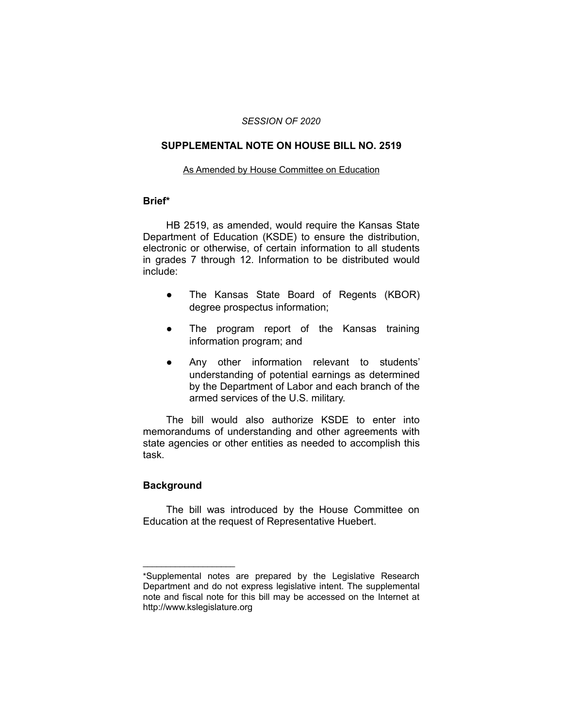*SESSION OF 2020*

# SUPPLEMENTAL NOTE ON HOUSE BILL NO. 2519

As Amended by House Committee on Education

## Brief*

HB 2519, as amended, would require the Kansas State Department of Education (KSDE) to ensure the distribution, electronic or otherwise, of certain information to all students in grades 7 through 12. Information to be distributed would include:

- The Kansas State Board of Regents (KBOR) degree prospectus information;
- The program report of the Kansas training information program; and
- Any other information relevant to students' understanding of potential earnings as determined by the Department of Labor and each branch of the armed services of the U.S. military.

The bill would also authorize KSDE to enter into memorandums of understanding and other agreements with state agencies or other entities as needed to accomplish this task.

## Background

The bill was introduced by the House Committee on Education at the request of Representative Huebert.

---

*Supplemental notes are prepared by the Legislative Research Department and do not express legislative intent. The supplemental note and fiscal note for this bill may be accessed on the Internet at http://www.kslegislature.org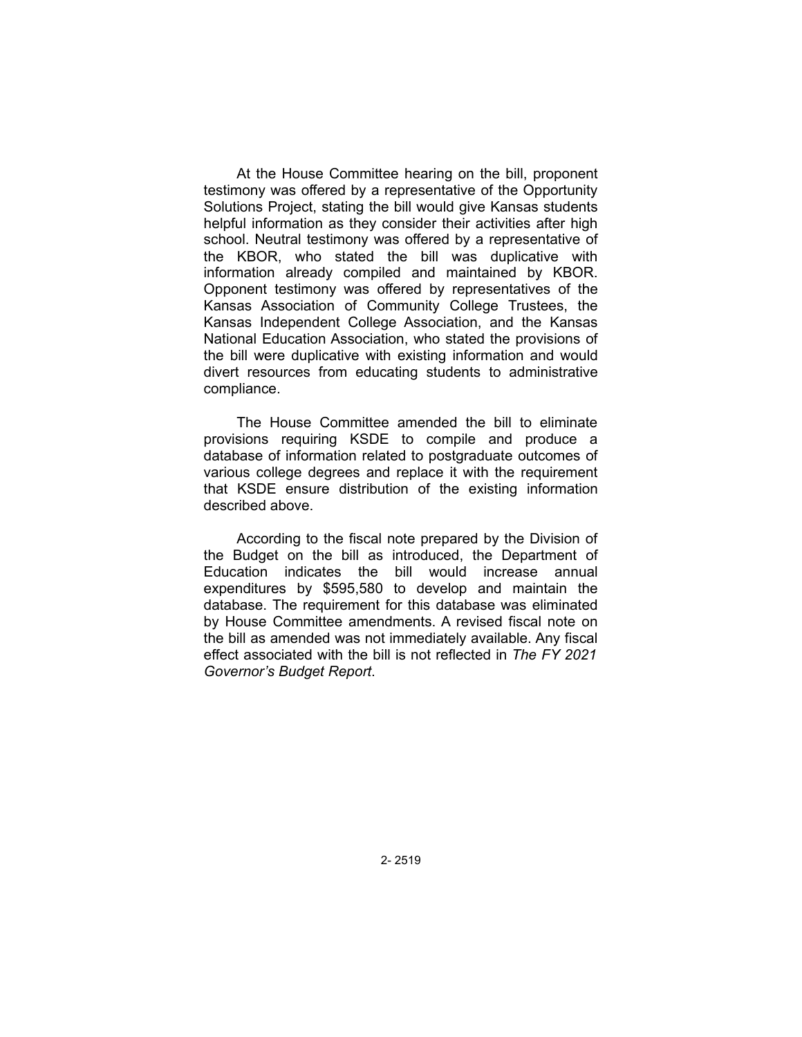At the House Committee hearing on the bill, proponent testimony was offered by a representative of the Opportunity Solutions Project, stating the bill would give Kansas students helpful information as they consider their activities after high school. Neutral testimony was offered by a representative of the KBOR, who stated the bill was duplicative with information already compiled and maintained by KBOR. Opponent testimony was offered by representatives of the Kansas Association of Community College Trustees, the Kansas Independent College Association, and the Kansas National Education Association, who stated the provisions of the bill were duplicative with existing information and would divert resources from educating students to administrative compliance.

The House Committee amended the bill to eliminate provisions requiring KSDE to compile and produce a database of information related to postgraduate outcomes of various college degrees and replace it with the requirement that KSDE ensure distribution of the existing information described above.

According to the fiscal note prepared by the Division of the Budget on the bill as introduced, the Department of Education indicates the bill would increase annual expenditures by $595,580 to develop and maintain the database. The requirement for this database was eliminated by House Committee amendments. A revised fiscal note on the bill as amended was not immediately available. Any fiscal effect associated with the bill is not reflected in *The FY 2021 Governor's Budget Report*.